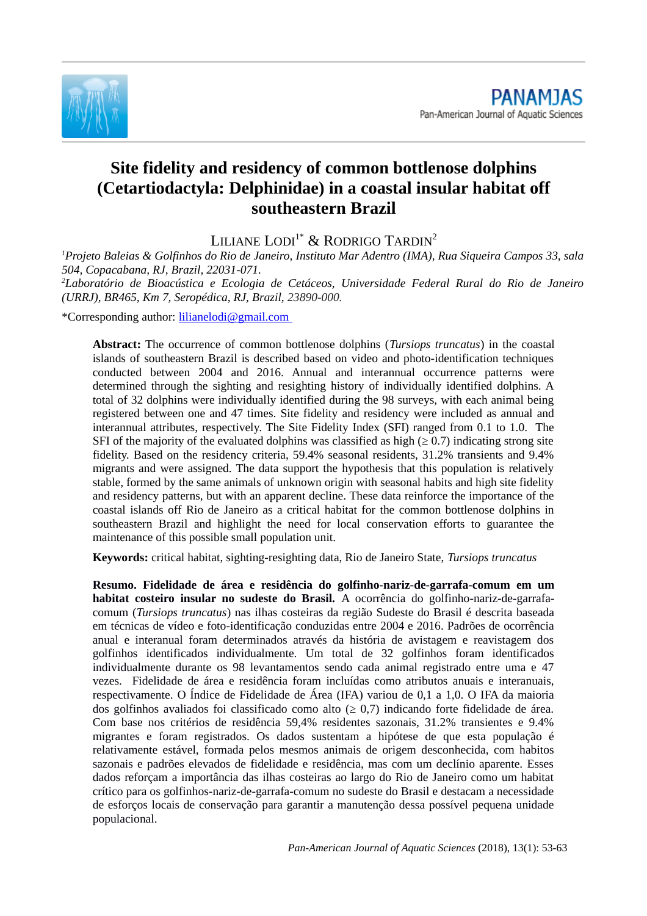# Site fidelity and residency of common bottlenose dolphins (Cetartiodactyla: Delphinidae) in a coastal insular habitat off southeastern Brazil

LILIANE LODI[1*] & RODRIGO TARDIN[2]

[1]*Projeto Baleias & Golfinhos do Rio de Janeiro, Instituto Mar Adentro (IMA), Rua Siqueira Campos 33, sala 504, Copacabana, RJ, Brazil, 22031-071.*

[2]*Laboratório de Bioacústica e Ecologia de Cetáceos, Universidade Federal Rural do Rio de Janeiro (URRJ), BR465, Km 7, Seropédica, RJ, Brazil, 23890-000.*

*Corresponding author: lilianelodi@gmail.com

**Abstract:** The occurrence of common bottlenose dolphins (*Tursiops truncatus*) in the coastal islands of southeastern Brazil is described based on video and photo-identification techniques conducted between 2004 and 2016. Annual and interannual occurrence patterns were determined through the sighting and resighting history of individually identified dolphins. A total of 32 dolphins were individually identified during the 98 surveys, with each animal being registered between one and 47 times. Site fidelity and residency were included as annual and interannual attributes, respectively. The Site Fidelity Index (SFI) ranged from 0.1 to 1.0. The SFI of the majority of the evaluated dolphins was classified as high (≥ 0.7) indicating strong site fidelity. Based on the residency criteria, 59.4% seasonal residents, 31.2% transients and 9.4% migrants and were assigned. The data support the hypothesis that this population is relatively stable, formed by the same animals of unknown origin with seasonal habits and high site fidelity and residency patterns, but with an apparent decline. These data reinforce the importance of the coastal islands off Rio de Janeiro as a critical habitat for the common bottlenose dolphins in southeastern Brazil and highlight the need for local conservation efforts to guarantee the maintenance of this possible small population unit.

**Keywords:** critical habitat, sighting-resighting data, Rio de Janeiro State, *Tursiops truncatus*

**Resumo. Fidelidade de área e residência do golfinho-nariz-de-garrafa-comum em um habitat costeiro insular no sudeste do Brasil.** A ocorrência do golfinho-nariz-de-garrafa-comum (*Tursiops truncatus*) nas ilhas costeiras da região Sudeste do Brasil é descrita baseada em técnicas de vídeo e foto-identificação conduzidas entre 2004 e 2016. Padrões de ocorrência anual e interanual foram determinados através da história de avistagem e reavistagem dos golfinhos identificados individualmente. Um total de 32 golfinhos foram identificados individualmente durante os 98 levantamentos sendo cada animal registrado entre uma e 47 vezes. Fidelidade de área e residência foram incluídas como atributos anuais e interanuais, respectivamente. O Índice de Fidelidade de Área (IFA) variou de 0,1 a 1,0. O IFA da maioria dos golfinhos avaliados foi classificado como alto (≥ 0,7) indicando forte fidelidade de área. Com base nos critérios de residência 59,4% residentes sazonais, 31.2% transientes e 9.4% migrantes e foram registrados. Os dados sustentam a hipótese de que esta população é relativamente estável, formada pelos mesmos animais de origem desconhecida, com habitos sazonais e padrões elevados de fidelidade e residência, mas com um declínio aparente. Esses dados reforçam a importância das ilhas costeiras ao largo do Rio de Janeiro como um habitat crítico para os golfinhos-nariz-de-garrafa-comum no sudeste do Brasil e destacam a necessidade de esforços locais de conservação para garantir a manutenção dessa possível pequena unidade populacional.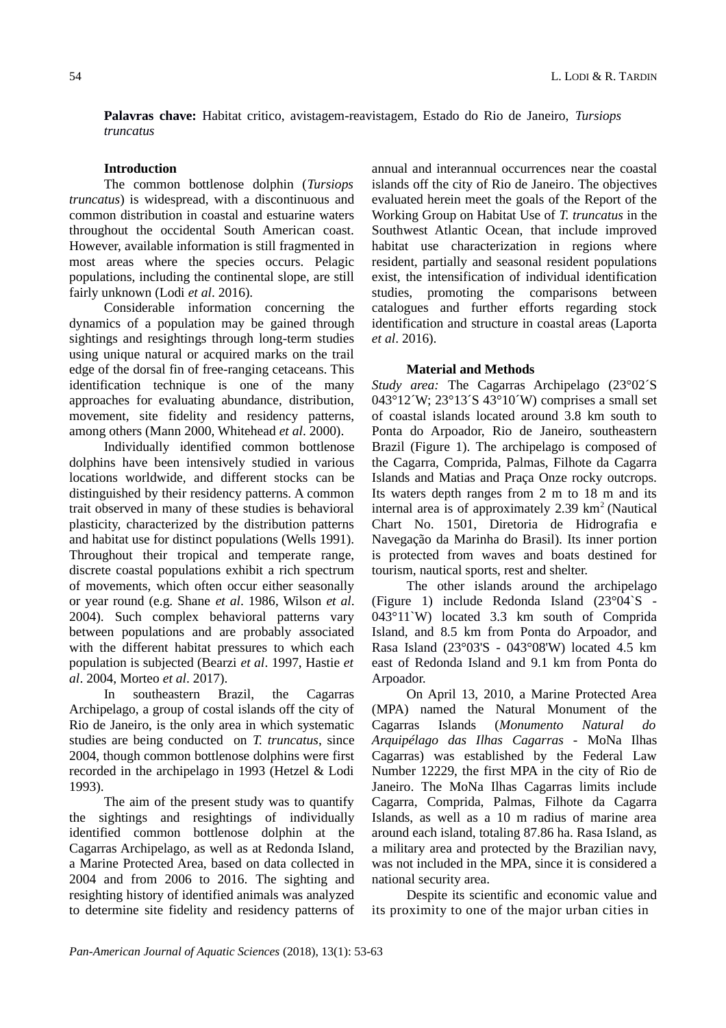**Palavras chave:** Habitat critico, avistagem-reavistagem, Estado do Rio de Janeiro, *Tursiops truncatus*

## Introduction

The common bottlenose dolphin (*Tursiops truncatus*) is widespread, with a discontinuous and common distribution in coastal and estuarine waters throughout the occidental South American coast. However, available information is still fragmented in most areas where the species occurs. Pelagic populations, including the continental slope, are still fairly unknown (Lodi *et al*. 2016).

Considerable information concerning the dynamics of a population may be gained through sightings and resightings through long-term studies using unique natural or acquired marks on the trail edge of the dorsal fin of free-ranging cetaceans. This identification technique is one of the many approaches for evaluating abundance, distribution, movement, site fidelity and residency patterns, among others (Mann 2000, Whitehead *et al*. 2000).

Individually identified common bottlenose dolphins have been intensively studied in various locations worldwide, and different stocks can be distinguished by their residency patterns. A common trait observed in many of these studies is behavioral plasticity, characterized by the distribution patterns and habitat use for distinct populations (Wells 1991). Throughout their tropical and temperate range, discrete coastal populations exhibit a rich spectrum of movements, which often occur either seasonally or year round (e.g. Shane *et al*. 1986, Wilson *et al*. 2004). Such complex behavioral patterns vary between populations and are probably associated with the different habitat pressures to which each population is subjected (Bearzi *et al*. 1997, Hastie *et al*. 2004, Morteo *et al*. 2017).

In southeastern Brazil, the Cagarras Archipelago, a group of costal islands off the city of Rio de Janeiro, is the only area in which systematic studies are being conducted on *T. truncatus*, since 2004, though common bottlenose dolphins were first recorded in the archipelago in 1993 (Hetzel & Lodi 1993).

The aim of the present study was to quantify the sightings and resightings of individually identified common bottlenose dolphin at the Cagarras Archipelago, as well as at Redonda Island, a Marine Protected Area, based on data collected in 2004 and from 2006 to 2016. The sighting and resighting history of identified animals was analyzed to determine site fidelity and residency patterns of annual and interannual occurrences near the coastal islands off the city of Rio de Janeiro. The objectives evaluated herein meet the goals of the Report of the Working Group on Habitat Use of *T. truncatus* in the Southwest Atlantic Ocean, that include improved habitat use characterization in regions where resident, partially and seasonal resident populations exist, the intensification of individual identification studies, promoting the comparisons between catalogues and further efforts regarding stock identification and structure in coastal areas (Laporta *et al*. 2016).

## Material and Methods

*Study area:* The Cagarras Archipelago (23°02´S 043°12´W; 23°13´S 43°10´W) comprises a small set of coastal islands located around 3.8 km south to Ponta do Arpoador, Rio de Janeiro, southeastern Brazil (Figure 1). The archipelago is composed of the Cagarra, Comprida, Palmas, Filhote da Cagarra Islands and Matias and Praça Onze rocky outcrops. Its waters depth ranges from 2 m to 18 m and its internal area is of approximately 2.39 $km^2$ (Nautical Chart No. 1501, Diretoria de Hidrografia e Navegação da Marinha do Brasil). Its inner portion is protected from waves and boats destined for tourism, nautical sports, rest and shelter.

The other islands around the archipelago (Figure 1) include Redonda Island (23°04`S - 043°11`W) located 3.3 km south of Comprida Island, and 8.5 km from Ponta do Arpoador, and Rasa Island (23°03'S - 043°08'W) located 4.5 km east of Redonda Island and 9.1 km from Ponta do Arpoador.

On April 13, 2010, a Marine Protected Area (MPA) named the Natural Monument of the Cagarras Islands (*Monumento Natural do Arquipélago das Ilhas Cagarras* - MoNa Ilhas Cagarras) was established by the Federal Law Number 12229, the first MPA in the city of Rio de Janeiro. The MoNa Ilhas Cagarras limits include Cagarra, Comprida, Palmas, Filhote da Cagarra Islands, as well as a 10 m radius of marine area around each island, totaling 87.86 ha. Rasa Island, as a military area and protected by the Brazilian navy, was not included in the MPA, since it is considered a national security area.

Despite its scientific and economic value and its proximity to one of the major urban cities in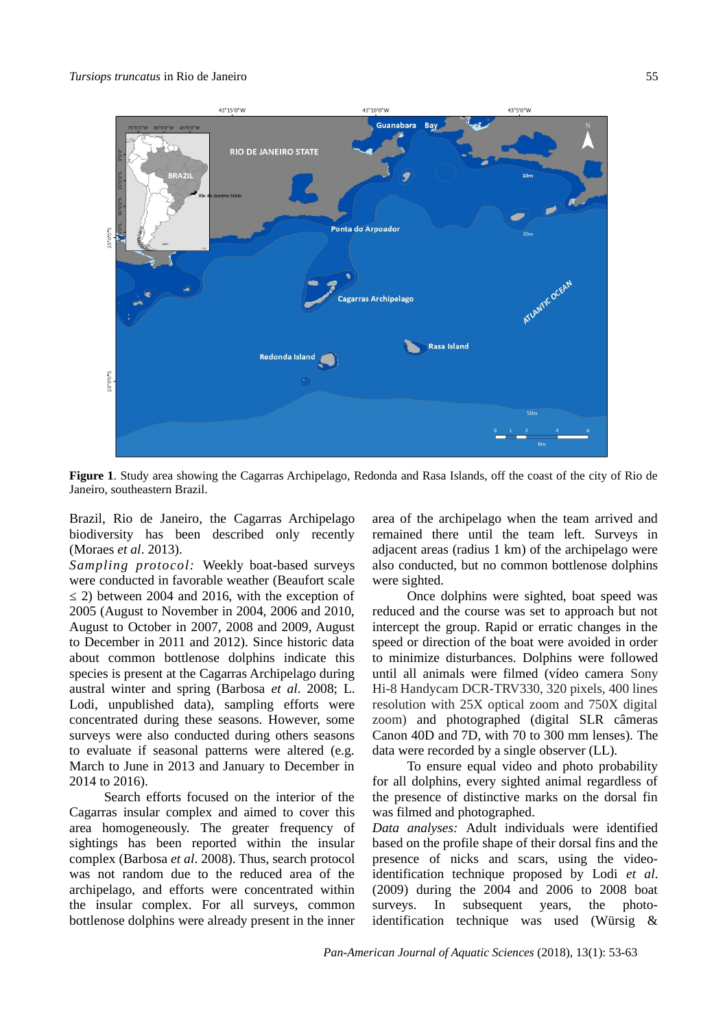**Figure 1**. Study area showing the Cagarras Archipelago, Redonda and Rasa Islands, off the coast of the city of Rio de Janeiro, southeastern Brazil.

Brazil, Rio de Janeiro, the Cagarras Archipelago biodiversity has been described only recently (Moraes *et al*. 2013).

*Sampling protocol:* Weekly boat-based surveys were conducted in favorable weather (Beaufort scale ≤ 2) between 2004 and 2016, with the exception of 2005 (August to November in 2004, 2006 and 2010, August to October in 2007, 2008 and 2009, August to December in 2011 and 2012). Since historic data about common bottlenose dolphins indicate this species is present at the Cagarras Archipelago during austral winter and spring (Barbosa *et al*. 2008; L. Lodi, unpublished data), sampling efforts were concentrated during these seasons. However, some surveys were also conducted during others seasons to evaluate if seasonal patterns were altered (e.g. March to June in 2013 and January to December in 2014 to 2016).

Search efforts focused on the interior of the Cagarras insular complex and aimed to cover this area homogeneously. The greater frequency of sightings has been reported within the insular complex (Barbosa *et al*. 2008). Thus, search protocol was not random due to the reduced area of the archipelago, and efforts were concentrated within the insular complex. For all surveys, common bottlenose dolphins were already present in the inner area of the archipelago when the team arrived and remained there until the team left. Surveys in adjacent areas (radius 1 km) of the archipelago were also conducted, but no common bottlenose dolphins were sighted.

Once dolphins were sighted, boat speed was reduced and the course was set to approach but not intercept the group. Rapid or erratic changes in the speed or direction of the boat were avoided in order to minimize disturbances. Dolphins were followed until all animals were filmed (vídeo camera Sony Hi-8 Handycam DCR-TRV330, 320 pixels, 400 lines resolution with 25X optical zoom and 750X digital zoom) and photographed (digital SLR câmeras Canon 40D and 7D, with 70 to 300 mm lenses). The data were recorded by a single observer (LL).

To ensure equal video and photo probability for all dolphins, every sighted animal regardless of the presence of distinctive marks on the dorsal fin was filmed and photographed.

*Data analyses:* Adult individuals were identified based on the profile shape of their dorsal fins and the presence of nicks and scars, using the video-identification technique proposed by Lodi *et al*. (2009) during the 2004 and 2006 to 2008 boat surveys. In subsequent years, the photo-identification technique was used (Würsig &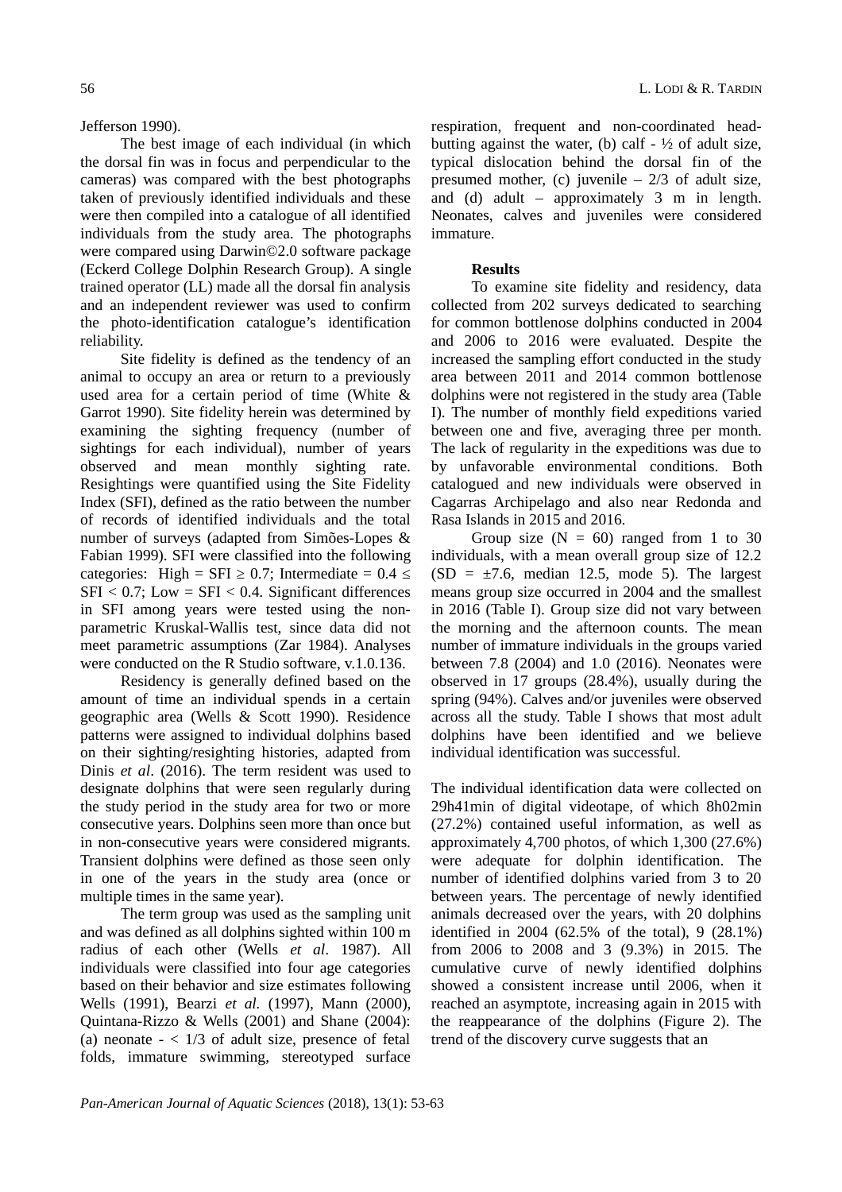Jefferson 1990).

The best image of each individual (in which the dorsal fin was in focus and perpendicular to the cameras) was compared with the best photographs taken of previously identified individuals and these were then compiled into a catalogue of all identified individuals from the study area. The photographs were compared using Darwin©2.0 software package (Eckerd College Dolphin Research Group). A single trained operator (LL) made all the dorsal fin analysis and an independent reviewer was used to confirm the photo-identification catalogue's identification reliability.

Site fidelity is defined as the tendency of an animal to occupy an area or return to a previously used area for a certain period of time (White & Garrot 1990). Site fidelity herein was determined by examining the sighting frequency (number of sightings for each individual), number of years observed and mean monthly sighting rate. Resightings were quantified using the Site Fidelity Index (SFI), defined as the ratio between the number of records of identified individuals and the total number of surveys (adapted from Simões-Lopes & Fabian 1999). SFI were classified into the following categories: High = SFI $\geq 0.7$; Intermediate = $0.4 \leq$ SFI $< 0.7$; Low = SFI $< 0.4$. Significant differences in SFI among years were tested using the non-parametric Kruskal-Wallis test, since data did not meet parametric assumptions (Zar 1984). Analyses were conducted on the R Studio software, v.1.0.136.

Residency is generally defined based on the amount of time an individual spends in a certain geographic area (Wells & Scott 1990). Residence patterns were assigned to individual dolphins based on their sighting/resighting histories, adapted from Dinis *et al*. (2016). The term resident was used to designate dolphins that were seen regularly during the study period in the study area for two or more consecutive years. Dolphins seen more than once but in non-consecutive years were considered migrants. Transient dolphins were defined as those seen only in one of the years in the study area (once or multiple times in the same year).

The term group was used as the sampling unit and was defined as all dolphins sighted within 100 m radius of each other (Wells *et al*. 1987). All individuals were classified into four age categories based on their behavior and size estimates following Wells (1991), Bearzi *et al.* (1997), Mann (2000), Quintana-Rizzo & Wells (2001) and Shane (2004): (a) neonate - < 1/3 of adult size, presence of fetal folds, immature swimming, stereotyped surface respiration, frequent and non-coordinated head-butting against the water, (b) calf - ½ of adult size, typical dislocation behind the dorsal fin of the presumed mother, (c) juvenile – 2/3 of adult size, and (d) adult – approximately 3 m in length. Neonates, calves and juveniles were considered immature.

## Results

To examine site fidelity and residency, data collected from 202 surveys dedicated to searching for common bottlenose dolphins conducted in 2004 and 2006 to 2016 were evaluated. Despite the increased the sampling effort conducted in the study area between 2011 and 2014 common bottlenose dolphins were not registered in the study area (Table I). The number of monthly field expeditions varied between one and five, averaging three per month. The lack of regularity in the expeditions was due to by unfavorable environmental conditions. Both catalogued and new individuals were observed in Cagarras Archipelago and also near Redonda and Rasa Islands in 2015 and 2016.

Group size ($N = 60$) ranged from 1 to 30 individuals, with a mean overall group size of 12.2 (SD = ±7.6, median 12.5, mode 5). The largest means group size occurred in 2004 and the smallest in 2016 (Table I). Group size did not vary between the morning and the afternoon counts. The mean number of immature individuals in the groups varied between 7.8 (2004) and 1.0 (2016). Neonates were observed in 17 groups (28.4%), usually during the spring (94%). Calves and/or juveniles were observed across all the study. Table I shows that most adult dolphins have been identified and we believe individual identification was successful.

The individual identification data were collected on 29h41min of digital videotape, of which 8h02min (27.2%) contained useful information, as well as approximately 4,700 photos, of which 1,300 (27.6%) were adequate for dolphin identification. The number of identified dolphins varied from 3 to 20 between years. The percentage of newly identified animals decreased over the years, with 20 dolphins identified in 2004 (62.5% of the total), 9 (28.1%) from 2006 to 2008 and 3 (9.3%) in 2015. The cumulative curve of newly identified dolphins showed a consistent increase until 2006, when it reached an asymptote, increasing again in 2015 with the reappearance of the dolphins (Figure 2). The trend of the discovery curve suggests that an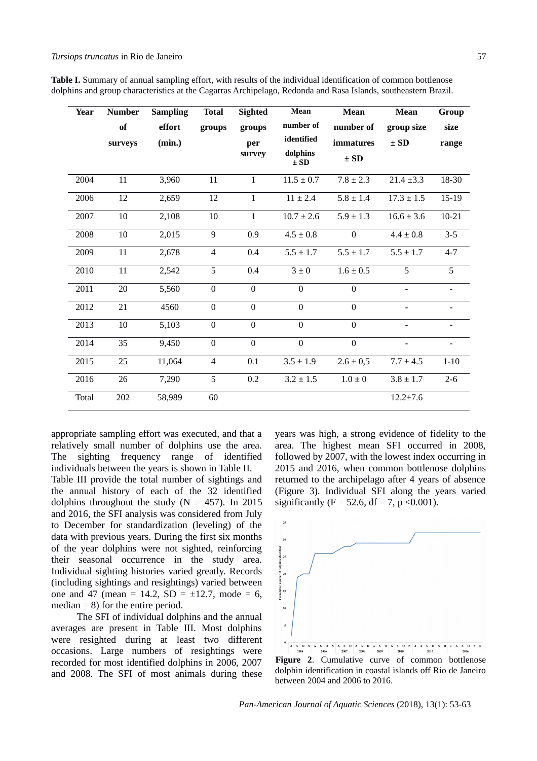**Table I.** Summary of annual sampling effort, with results of the individual identification of common bottlenose dolphins and group characteristics at the Cagarras Archipelago, Redonda and Rasa Islands, southeastern Brazil.

| Year | Number of surveys | Sampling effort (min.) | Total groups | Sighted groups per survey | Mean number of identified dolphins ± SD | Mean number of immatures ± SD | Mean group size ± SD | Group size range |
|---|---|---|---|---|---|---|---|---|
| 2004 | 11 | 3,960 | 11 | 1 | 11.5 ± 0.7 | 7.8 ± 2.3 | 21.4 ±3.3 | 18-30 |
| 2006 | 12 | 2,659 | 12 | 1 | 11 ± 2.4 | 5.8 ± 1.4 | 17.3 ± 1.5 | 15-19 |
| 2007 | 10 | 2,108 | 10 | 1 | 10.7 ± 2.6 | 5.9 ± 1.3 | 16.6 ± 3.6 | 10-21 |
| 2008 | 10 | 2,015 | 9 | 0.9 | 4.5 ± 0.8 | 0 | 4.4 ± 0.8 | 3-5 |
| 2009 | 11 | 2,678 | 4 | 0.4 | 5.5 ± 1.7 | 5.5 ± 1.7 | 5.5 ± 1.7 | 4-7 |
| 2010 | 11 | 2,542 | 5 | 0.4 | 3 ± 0 | 1.6 ± 0.5 | 5 | 5 |
| 2011 | 20 | 5,560 | 0 | 0 | 0 | 0 | - | - |
| 2012 | 21 | 4560 | 0 | 0 | 0 | 0 | - | - |
| 2013 | 10 | 5,103 | 0 | 0 | 0 | 0 | - | - |
| 2014 | 35 | 9,450 | 0 | 0 | 0 | 0 | - | - |
| 2015 | 25 | 11,064 | 4 | 0.1 | 3.5 ± 1.9 | 2.6 ± 0,5 | 7.7 ± 4.5 | 1-10 |
| 2016 | 26 | 7,290 | 5 | 0.2 | 3.2 ± 1.5 | 1.0 ± 0 | 3.8 ± 1.7 | 2-6 |
| Total | 202 | 58,989 | 60 | | | | 12.2±7.6 | |

appropriate sampling effort was executed, and that a relatively small number of dolphins use the area. The sighting frequency range of identified individuals between the years is shown in Table II.

Table III provide the total number of sightings and the annual history of each of the 32 identified dolphins throughout the study (N = 457). In 2015 and 2016, the SFI analysis was considered from July to December for standardization (leveling) of the data with previous years. During the first six months of the year dolphins were not sighted, reinforcing their seasonal occurrence in the study area. Individual sighting histories varied greatly. Records (including sightings and resightings) varied between one and 47 (mean = 14.2, SD = ±12.7, mode = 6, median = 8) for the entire period.

The SFI of individual dolphins and the annual averages are present in Table III. Most dolphins were resighted during at least two different occasions. Large numbers of resightings were recorded for most identified dolphins in 2006, 2007 and 2008. The SFI of most animals during these years was high, a strong evidence of fidelity to the area. The highest mean SFI occurred in 2008, followed by 2007, with the lowest index occurring in 2015 and 2016, when common bottlenose dolphins returned to the archipelago after 4 years of absence (Figure 3). Individual SFI along the years varied significantly ($F = 52.6$, df = 7, $p < 0.001$).

**Figure 2**. Cumulative curve of common bottlenose dolphin identification in coastal islands off Rio de Janeiro between 2004 and 2006 to 2016.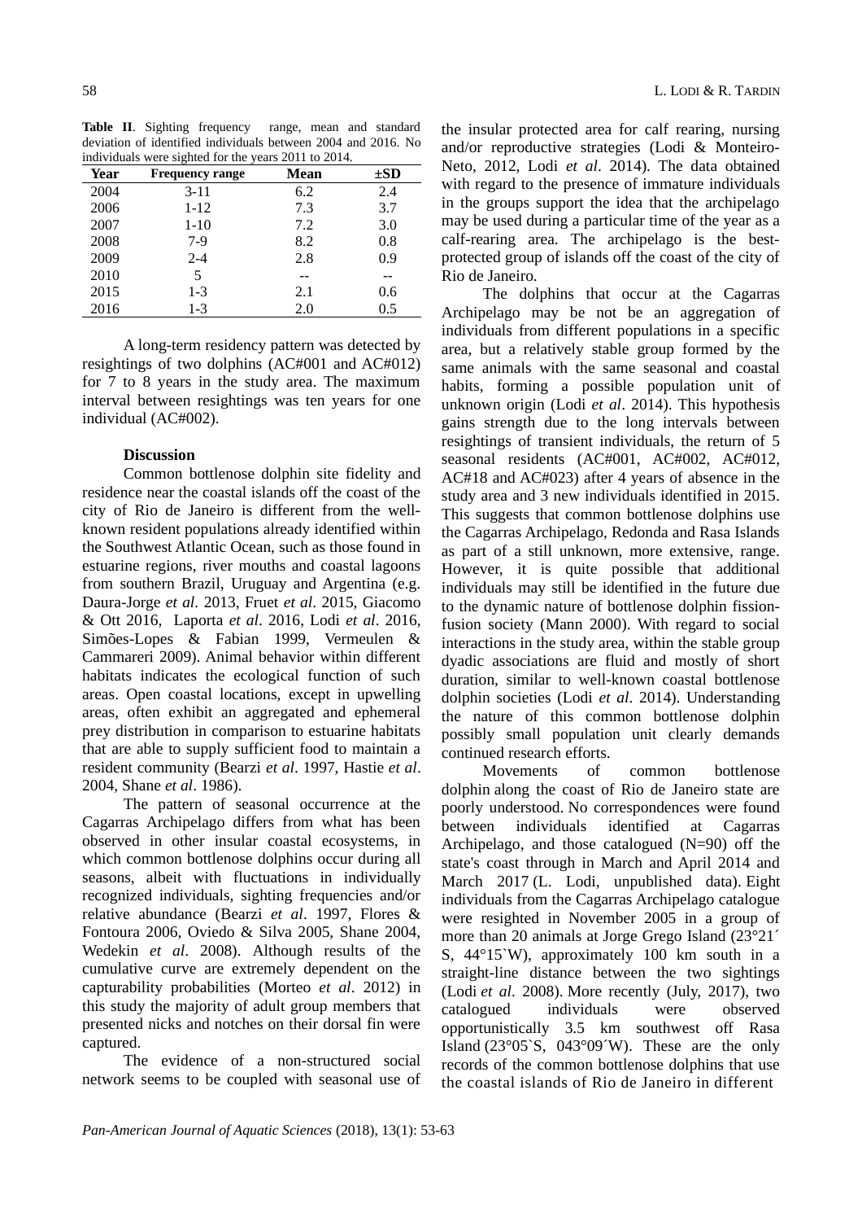**Table II**. Sighting frequency range, mean and standard deviation of identified individuals between 2004 and 2016. No individuals were sighted for the years 2011 to 2014.

| Year | Frequency range | Mean | ±SD |
|---|---|---|---|
| 2004 | 3-11 | 6.2 | 2.4 |
| 2006 | 1-12 | 7.3 | 3.7 |
| 2007 | 1-10 | 7.2 | 3.0 |
| 2008 | 7-9 | 8.2 | 0.8 |
| 2009 | 2-4 | 2.8 | 0.9 |
| 2010 | 5 | -- | -- |
| 2015 | 1-3 | 2.1 | 0.6 |
| 2016 | 1-3 | 2.0 | 0.5 |

A long-term residency pattern was detected by resightings of two dolphins (AC#001 and AC#012) for 7 to 8 years in the study area. The maximum interval between resightings was ten years for one individual (AC#002).

### Discussion

Common bottlenose dolphin site fidelity and residence near the coastal islands off the coast of the city of Rio de Janeiro is different from the well-known resident populations already identified within the Southwest Atlantic Ocean, such as those found in estuarine regions, river mouths and coastal lagoons from southern Brazil, Uruguay and Argentina (e.g. Daura-Jorge *et al.* 2013, Fruet *et al*. 2015, Giacomo & Ott 2016, Laporta *et al*. 2016, Lodi *et al*. 2016, Simões-Lopes & Fabian 1999, Vermeulen & Cammareri 2009). Animal behavior within different habitats indicates the ecological function of such areas. Open coastal locations, except in upwelling areas, often exhibit an aggregated and ephemeral prey distribution in comparison to estuarine habitats that are able to supply sufficient food to maintain a resident community (Bearzi *et al*. 1997, Hastie *et al*. 2004, Shane *et al*. 1986).

The pattern of seasonal occurrence at the Cagarras Archipelago differs from what has been observed in other insular coastal ecosystems, in which common bottlenose dolphins occur during all seasons, albeit with fluctuations in individually recognized individuals, sighting frequencies and/or relative abundance (Bearzi *et al*. 1997, Flores & Fontoura 2006, Oviedo & Silva 2005, Shane 2004, Wedekin *et al*. 2008). Although results of the cumulative curve are extremely dependent on the capturability probabilities (Morteo *et al*. 2012) in this study the majority of adult group members that presented nicks and notches on their dorsal fin were captured.

The evidence of a non-structured social network seems to be coupled with seasonal use of the insular protected area for calf rearing, nursing and/or reproductive strategies (Lodi & Monteiro-Neto, 2012, Lodi *et al*. 2014). The data obtained with regard to the presence of immature individuals in the groups support the idea that the archipelago may be used during a particular time of the year as a calf-rearing area. The archipelago is the best-protected group of islands off the coast of the city of Rio de Janeiro.

The dolphins that occur at the Cagarras Archipelago may be not be an aggregation of individuals from different populations in a specific area, but a relatively stable group formed by the same animals with the same seasonal and coastal habits, forming a possible population unit of unknown origin (Lodi *et al*. 2014). This hypothesis gains strength due to the long intervals between resightings of transient individuals, the return of 5 seasonal residents (AC#001, AC#002, AC#012, AC#18 and AC#023) after 4 years of absence in the study area and 3 new individuals identified in 2015. This suggests that common bottlenose dolphins use the Cagarras Archipelago, Redonda and Rasa Islands as part of a still unknown, more extensive, range. However, it is quite possible that additional individuals may still be identified in the future due to the dynamic nature of bottlenose dolphin fission-fusion society (Mann 2000). With regard to social interactions in the study area, within the stable group dyadic associations are fluid and mostly of short duration, similar to well-known coastal bottlenose dolphin societies (Lodi *et al*. 2014). Understanding the nature of this common bottlenose dolphin possibly small population unit clearly demands continued research efforts.

Movements of common bottlenose dolphin along the coast of Rio de Janeiro state are poorly understood. No correspondences were found between individuals identified at Cagarras Archipelago, and those catalogued (N=90) off the state's coast through in March and April 2014 and March 2017 (L. Lodi, unpublished data). Eight individuals from the Cagarras Archipelago catalogue were resighted in November 2005 in a group of more than 20 animals at Jorge Grego Island (23°21´ S, 44°15`W), approximately 100 km south in a straight-line distance between the two sightings (Lodi *et al*. 2008). More recently (July, 2017), two catalogued individuals were observed opportunistically 3.5 km southwest off Rasa Island (23°05`S, 043°09´W). These are the only records of the common bottlenose dolphins that use the coastal islands of Rio de Janeiro in different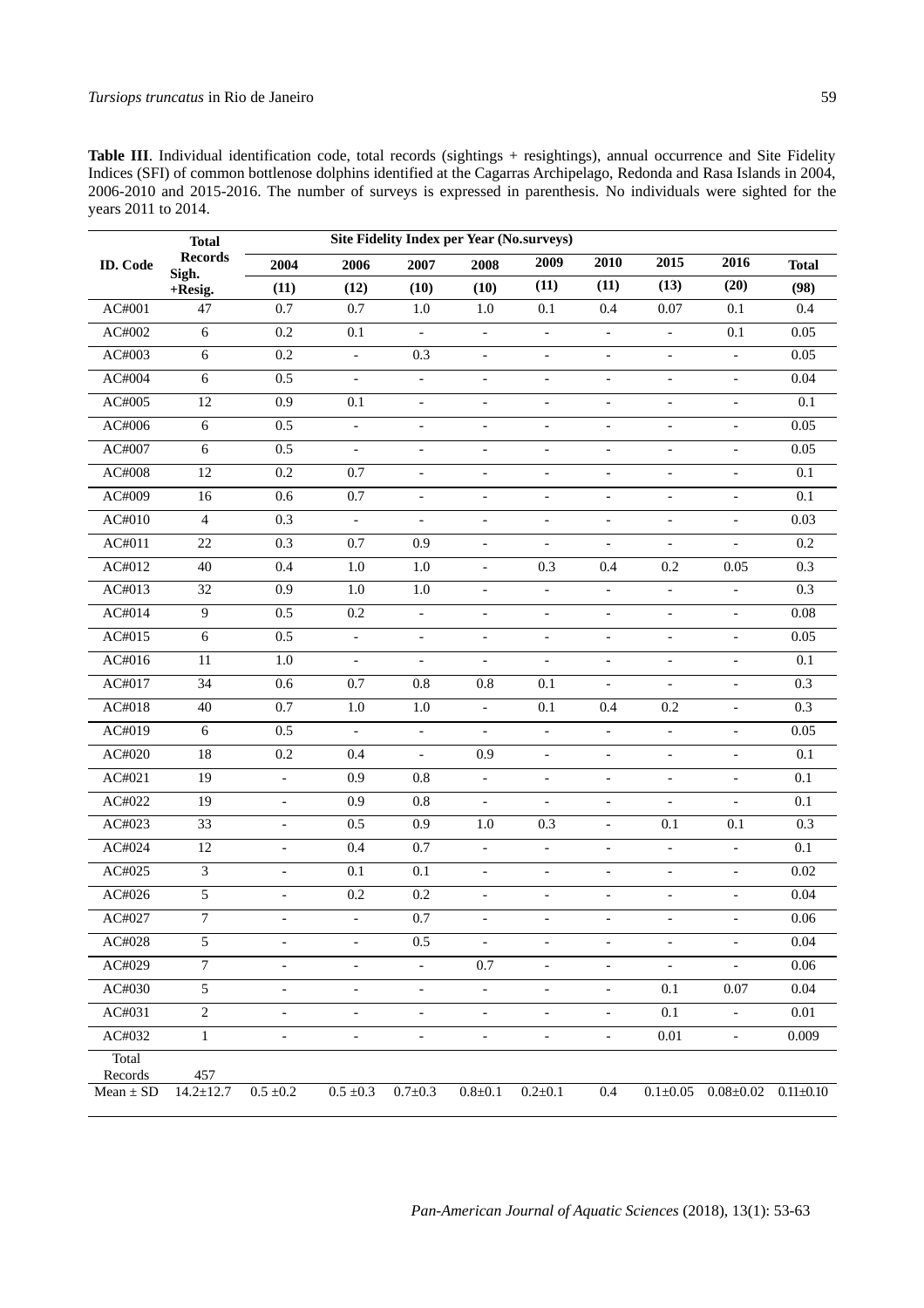**Table III**. Individual identification code, total records (sightings + resightings), annual occurrence and Site Fidelity Indices (SFI) of common bottlenose dolphins identified at the Cagarras Archipelago, Redonda and Rasa Islands in 2004, 2006-2010 and 2015-2016. The number of surveys is expressed in parenthesis. No individuals were sighted for the years 2011 to 2014.

| ID. Code | Total Records Sigh. +Resig. | Site Fidelity Index per Year (No.surveys) | | | | | | | | |
|---|---|---|---|---|---|---|---|---|---|---|
| | | 2004 (11) | 2006 (12) | 2007 (10) | 2008 (10) | 2009 (11) | 2010 (11) | 2015 (13) | 2016 (20) | Total (98) |
| AC#001 | 47 | 0.7 | 0.7 | 1.0 | 1.0 | 0.1 | 0.4 | 0.07 | 0.1 | 0.4 |
| AC#002 | 6 | 0.2 | 0.1 | - | - | - | - | - | 0.1 | 0.05 |
| AC#003 | 6 | 0.2 | - | 0.3 | - | - | - | - | - | 0.05 |
| AC#004 | 6 | 0.5 | - | - | - | - | - | - | - | 0.04 |
| AC#005 | 12 | 0.9 | 0.1 | - | - | - | - | - | - | 0.1 |
| AC#006 | 6 | 0.5 | - | - | - | - | - | - | - | 0.05 |
| AC#007 | 6 | 0.5 | - | - | - | - | - | - | - | 0.05 |
| AC#008 | 12 | 0.2 | 0.7 | - | - | - | - | - | - | 0.1 |
| AC#009 | 16 | 0.6 | 0.7 | - | - | - | - | - | - | 0.1 |
| AC#010 | 4 | 0.3 | - | - | - | - | - | - | - | 0.03 |
| AC#011 | 22 | 0.3 | 0.7 | 0.9 | - | - | - | - | - | 0.2 |
| AC#012 | 40 | 0.4 | 1.0 | 1.0 | - | 0.3 | 0.4 | 0.2 | 0.05 | 0.3 |
| AC#013 | 32 | 0.9 | 1.0 | 1.0 | - | - | - | - | - | 0.3 |
| AC#014 | 9 | 0.5 | 0.2 | - | - | - | - | - | - | 0.08 |
| AC#015 | 6 | 0.5 | - | - | - | - | - | - | - | 0.05 |
| AC#016 | 11 | 1.0 | - | - | - | - | - | - | - | 0.1 |
| AC#017 | 34 | 0.6 | 0.7 | 0.8 | 0.8 | 0.1 | - | - | - | 0.3 |
| AC#018 | 40 | 0.7 | 1.0 | 1.0 | - | 0.1 | 0.4 | 0.2 | - | 0.3 |
| AC#019 | 6 | 0.5 | - | - | - | - | - | - | - | 0.05 |
| AC#020 | 18 | 0.2 | 0.4 | - | 0.9 | - | - | - | - | 0.1 |
| AC#021 | 19 | - | 0.9 | 0.8 | - | - | - | - | - | 0.1 |
| AC#022 | 19 | - | 0.9 | 0.8 | - | - | - | - | - | 0.1 |
| AC#023 | 33 | - | 0.5 | 0.9 | 1.0 | 0.3 | - | 0.1 | 0.1 | 0.3 |
| AC#024 | 12 | - | 0.4 | 0.7 | - | - | - | - | - | 0.1 |
| AC#025 | 3 | - | 0.1 | 0.1 | - | - | - | - | - | 0.02 |
| AC#026 | 5 | - | 0.2 | 0.2 | - | - | - | - | - | 0.04 |
| AC#027 | 7 | - | - | 0.7 | - | - | - | - | - | 0.06 |
| AC#028 | 5 | - | - | 0.5 | - | - | - | - | - | 0.04 |
| AC#029 | 7 | - | - | - | 0.7 | - | - | - | - | 0.06 |
| AC#030 | 5 | - | - | - | - | - | - | 0.1 | 0.07 | 0.04 |
| AC#031 | 2 | - | - | - | - | - | - | 0.1 | - | 0.01 |
| AC#032 | 1 | - | - | - | - | - | - | 0.01 | - | 0.009 |
| Total Records | 457 | | | | | | | | | |
| Mean ± SD | 14.2±12.7 | 0.5 ±0.2 | 0.5 ±0.3 | 0.7±0.3 | 0.8±0.1 | 0.2±0.1 | 0.4 | 0.1±0.05 | 0.08±0.02 | 0.11±0.10 |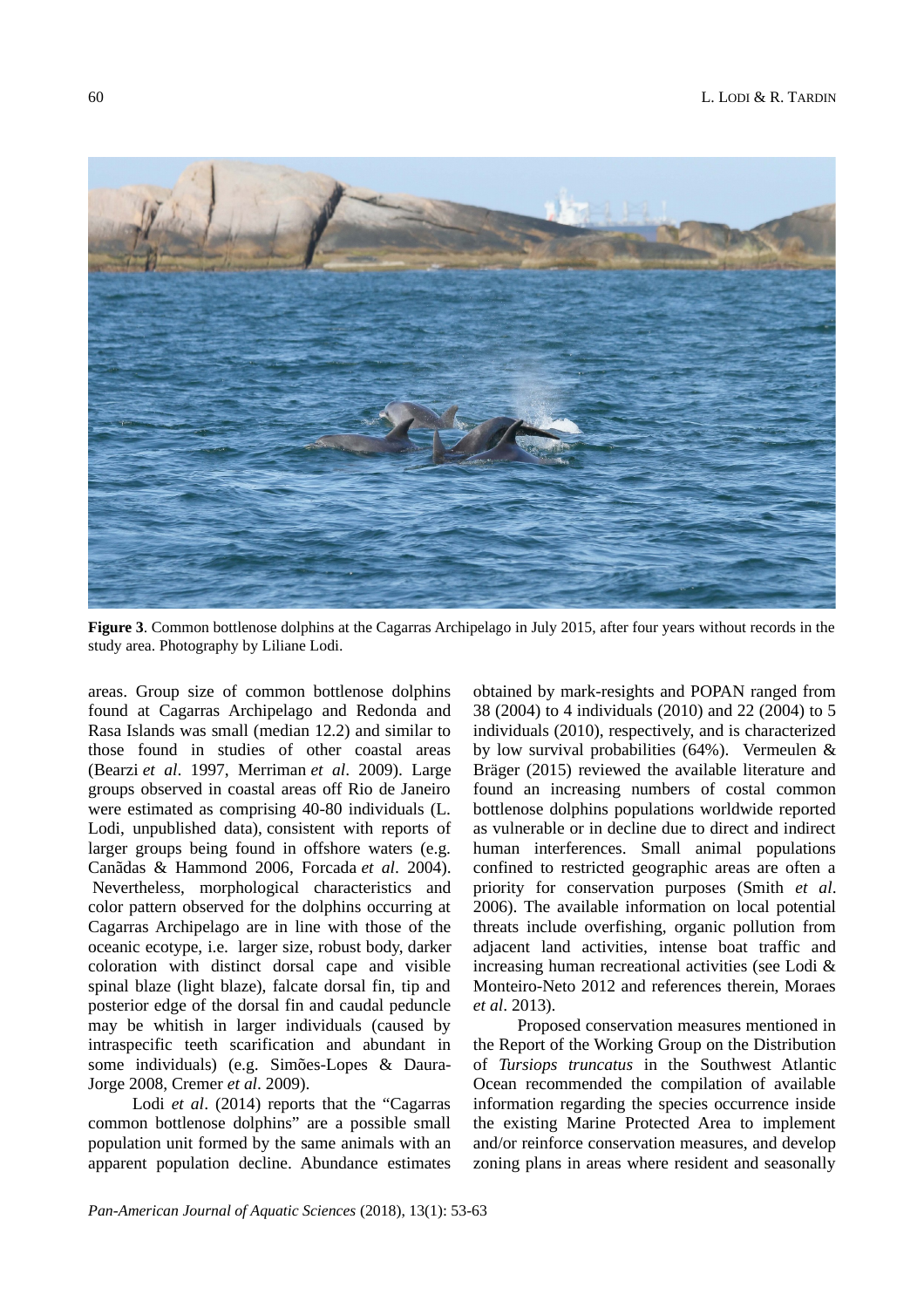**Figure 3**. Common bottlenose dolphins at the Cagarras Archipelago in July 2015, after four years without records in the study area. Photography by Liliane Lodi.

areas. Group size of common bottlenose dolphins found at Cagarras Archipelago and Redonda and Rasa Islands was small (median 12.2) and similar to those found in studies of other coastal areas (Bearzi *et al*. 1997, Merriman *et al*. 2009). Large groups observed in coastal areas off Rio de Janeiro were estimated as comprising 40-80 individuals (L. Lodi, unpublished data), consistent with reports of larger groups being found in offshore waters (e.g. Canãdas & Hammond 2006, Forcada *et al*. 2004). Nevertheless, morphological characteristics and color pattern observed for the dolphins occurring at Cagarras Archipelago are in line with those of the oceanic ecotype, i.e. larger size, robust body, darker coloration with distinct dorsal cape and visible spinal blaze (light blaze), falcate dorsal fin, tip and posterior edge of the dorsal fin and caudal peduncle may be whitish in larger individuals (caused by intraspecific teeth scarification and abundant in some individuals) (e.g. Simões-Lopes & Daura-Jorge 2008, Cremer *et al*. 2009).

Lodi *et al*. (2014) reports that the "Cagarras common bottlenose dolphins" are a possible small population unit formed by the same animals with an apparent population decline. Abundance estimates obtained by mark-resights and POPAN ranged from 38 (2004) to 4 individuals (2010) and 22 (2004) to 5 individuals (2010), respectively, and is characterized by low survival probabilities (64%). Vermeulen & Bräger (2015) reviewed the available literature and found an increasing numbers of costal common bottlenose dolphins populations worldwide reported as vulnerable or in decline due to direct and indirect human interferences. Small animal populations confined to restricted geographic areas are often a priority for conservation purposes (Smith *et al*. 2006). The available information on local potential threats include overfishing, organic pollution from adjacent land activities, intense boat traffic and increasing human recreational activities (see Lodi & Monteiro-Neto 2012 and references therein, Moraes *et al*. 2013).

Proposed conservation measures mentioned in the Report of the Working Group on the Distribution of *Tursiops truncatus* in the Southwest Atlantic Ocean recommended the compilation of available information regarding the species occurrence inside the existing Marine Protected Area to implement and/or reinforce conservation measures, and develop zoning plans in areas where resident and seasonally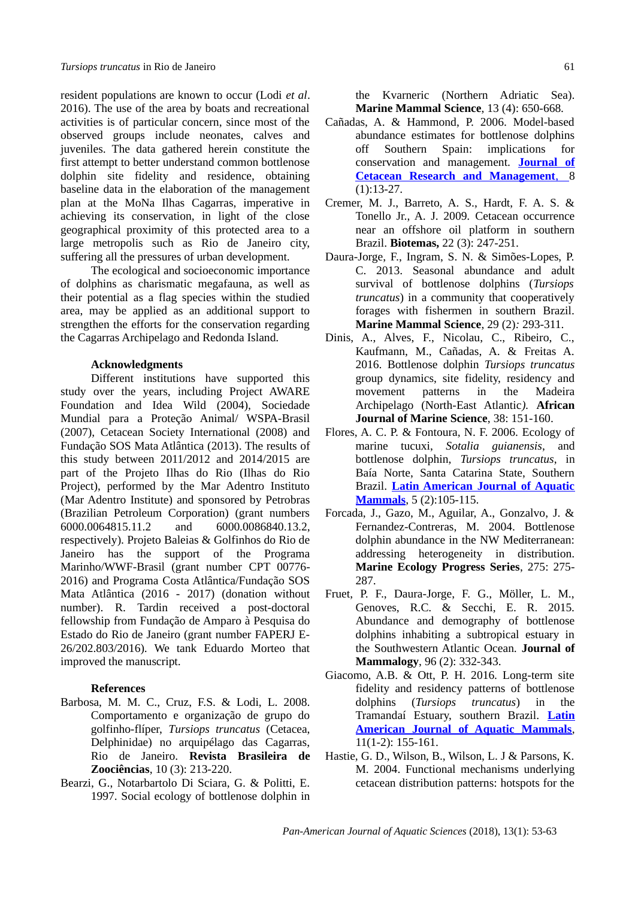resident populations are known to occur (Lodi *et al*. 2016). The use of the area by boats and recreational activities is of particular concern, since most of the observed groups include neonates, calves and juveniles. The data gathered herein constitute the first attempt to better understand common bottlenose dolphin site fidelity and residence, obtaining baseline data in the elaboration of the management plan at the MoNa Ilhas Cagarras, imperative in achieving its conservation, in light of the close geographical proximity of this protected area to a large metropolis such as Rio de Janeiro city, suffering all the pressures of urban development.

The ecological and socioeconomic importance of dolphins as charismatic megafauna, as well as their potential as a flag species within the studied area, may be applied as an additional support to strengthen the efforts for the conservation regarding the Cagarras Archipelago and Redonda Island.

## Acknowledgments

Different institutions have supported this study over the years, including Project AWARE Foundation and Idea Wild (2004), Sociedade Mundial para a Proteção Animal/ WSPA-Brasil (2007), Cetacean Society International (2008) and Fundação SOS Mata Atlântica (2013). The results of this study between 2011/2012 and 2014/2015 are part of the Projeto Ilhas do Rio (Ilhas do Rio Project), performed by the Mar Adentro Instituto (Mar Adentro Institute) and sponsored by Petrobras (Brazilian Petroleum Corporation) (grant numbers 6000.0064815.11.2 and 6000.0086840.13.2, respectively). Projeto Baleias & Golfinhos do Rio de Janeiro has the support of the Programa Marinho/WWF-Brasil (grant number CPT 00776-2016) and Programa Costa Atlântica/Fundação SOS Mata Atlântica (2016 - 2017) (donation without number). R. Tardin received a post-doctoral fellowship from Fundação de Amparo à Pesquisa do Estado do Rio de Janeiro (grant number FAPERJ E-26/202.803/2016). We tank Eduardo Morteo that improved the manuscript.

## References

Barbosa, M. M. C., Cruz, F.S. & Lodi, L. 2008. Comportamento e organização de grupo do golfinho-flíper, *Tursiops truncatus* (Cetacea, Delphinidae) no arquipélago das Cagarras, Rio de Janeiro. **Revista Brasileira de Zoociências**, 10 (3): 213-220.

Bearzi, G., Notarbartolo Di Sciara, G. & Politti, E. 1997. Social ecology of bottlenose dolphin in the Kvarneric (Northern Adriatic Sea). **Marine Mammal Science**, 13 (4): 650-668.

Cañadas, A. & Hammond, P. 2006. Model-based abundance estimates for bottlenose dolphins off Southern Spain: implications for conservation and management. **Journal of Cetacean Research and Management**, 8 (1):13-27.

Cremer, M. J., Barreto, A. S., Hardt, F. A. S. & Tonello Jr., A. J. 2009. Cetacean occurrence near an offshore oil platform in southern Brazil. **Biotemas,** 22 (3): 247-251.

Daura-Jorge, F., Ingram, S. N. & Simões-Lopes, P. C. 2013. Seasonal abundance and adult survival of bottlenose dolphins (*Tursiops truncatus*) in a community that cooperatively forages with fishermen in southern Brazil. **Marine Mammal Science**, 29 (2): 293-311.

Dinis, A., Alves, F., Nicolau, C., Ribeiro, C., Kaufmann, M., Cañadas, A. & Freitas A. 2016. Bottlenose dolphin *Tursiops truncatus* group dynamics, site fidelity, residency and movement patterns in the Madeira Archipelago (North-East Atlantic). **African Journal of Marine Science**, 38: 151-160.

Flores, A. C. P. & Fontoura, N. F. 2006. Ecology of marine tucuxi, *Sotalia guianensis*, and bottlenose dolphin, *Tursiops truncatus*, in Baía Norte, Santa Catarina State, Southern Brazil. **Latin American Journal of Aquatic Mammals**, 5 (2):105-115.

Forcada, J., Gazo, M., Aguilar, A., Gonzalvo, J. & Fernandez-Contreras, M. 2004. Bottlenose dolphin abundance in the NW Mediterranean: addressing heterogeneity in distribution. **Marine Ecology Progress Series**, 275: 275-287.

Fruet, P. F., Daura-Jorge, F. G., Möller, L. M., Genoves, R.C. & Secchi, E. R. 2015. Abundance and demography of bottlenose dolphins inhabiting a subtropical estuary in the Southwestern Atlantic Ocean. **Journal of Mammalogy**, 96 (2): 332-343.

Giacomo, A.B. & Ott, P. H. 2016. Long-term site fidelity and residency patterns of bottlenose dolphins (*Tursiops truncatus*) in the Tramandaí Estuary, southern Brazil. **Latin American Journal of Aquatic Mammals**, 11(1-2): 155-161.

Hastie, G. D., Wilson, B., Wilson, L. J & Parsons, K. M. 2004. Functional mechanisms underlying cetacean distribution patterns: hotspots for the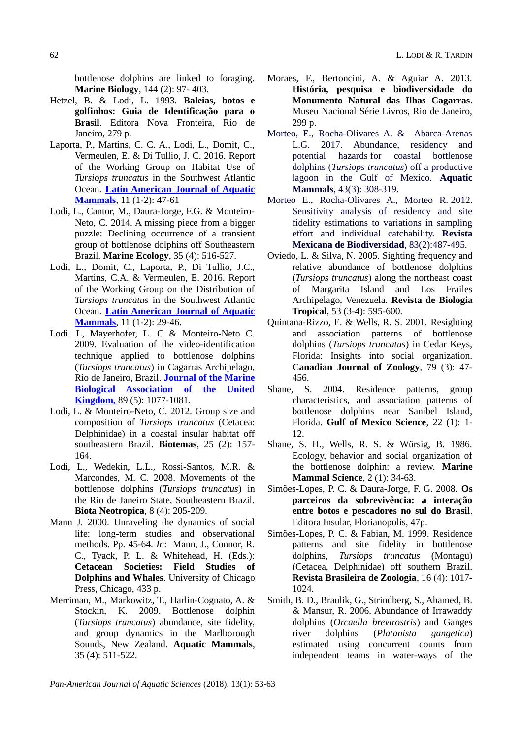bottlenose dolphins are linked to foraging. **Marine Biology**, 144 (2): 97- 403.

Hetzel, B. & Lodi, L. 1993. **Baleias, botos e golfinhos: Guia de Identificação para o Brasil**. Editora Nova Fronteira, Rio de Janeiro, 279 p.

Laporta, P., Martins, C. C. A., Lodi, L., Domit, C., Vermeulen, E. & Di Tullio, J. C. 2016. Report of the Working Group on Habitat Use of *Tursiops truncatus* in the Southwest Atlantic Ocean. **Latin American Journal of Aquatic Mammals**, 11 (1-2): 47-61

Lodi, L., Cantor, M., Daura-Jorge, F.G. & Monteiro-Neto, C. 2014. A missing piece from a bigger puzzle: Declining occurrence of a transient group of bottlenose dolphins off Southeastern Brazil. **Marine Ecology**, 35 (4): 516-527.

Lodi, L., Domit, C., Laporta, P., Di Tullio, J.C., Martins, C.A. & Vermeulen, E. 2016. Report of the Working Group on the Distribution of *Tursiops truncatus* in the Southwest Atlantic Ocean. **Latin American Journal of Aquatic Mammals**, 11 (1-2): 29-46.

Lodi. L, Mayerhofer, L. C & Monteiro-Neto C. 2009. Evaluation of the video-identification technique applied to bottlenose dolphins (*Tursiops truncatus*) in Cagarras Archipelago, Rio de Janeiro, Brazil. **Journal of the Marine Biological Association of the United Kingdom,** 89 (5): 1077-1081.

Lodi, L. & Monteiro-Neto, C. 2012. Group size and composition of *Tursiops truncatus* (Cetacea: Delphinidae) in a coastal insular habitat off southeastern Brazil. **Biotemas**, 25 (2): 157-164.

Lodi, L., Wedekin, L.L., Rossi-Santos, M.R. & Marcondes, M. C. 2008. Movements of the bottlenose dolphins (*Tursiops truncatus*) in the Rio de Janeiro State, Southeastern Brazil. **Biota Neotropica**, 8 (4): 205-209.

Mann J. 2000. Unraveling the dynamics of social life: long-term studies and observational methods. Pp. 45-64. *In*: Mann, J., Connor, R. C., Tyack, P. L. & Whitehead, H. (Eds.): **Cetacean Societies: Field Studies of Dolphins and Whales**. University of Chicago Press, Chicago, 433 p.

Merriman, M., Markowitz, T., Harlin-Cognato, A. & Stockin, K. 2009. Bottlenose dolphin (*Tursiops truncatus*) abundance, site fidelity, and group dynamics in the Marlborough Sounds, New Zealand. **Aquatic Mammals**, 35 (4): 511-522.

Moraes, F., Bertoncini, A. & Aguiar A. 2013. **História, pesquisa e biodiversidade do Monumento Natural das Ilhas Cagarras**. Museu Nacional Série Livros, Rio de Janeiro, 299 p.

Morteo, E., Rocha-Olivares A. & Abarca-Arenas L.G. 2017. Abundance, residency and potential hazards for coastal bottlenose dolphins (*Tursiops truncatus*) off a productive lagoon in the Gulf of Mexico. **Aquatic Mammals**, 43(3): 308-319.

Morteo E., Rocha-Olivares A., Morteo R. 2012. Sensitivity analysis of residency and site fidelity estimations to variations in sampling effort and individual catchability. **Revista Mexicana de Biodiversidad**, 83(2):487-495.

Oviedo, L. & Silva, N. 2005. Sighting frequency and relative abundance of bottlenose dolphins (*Tursiops truncatus*) along the northeast coast of Margarita Island and Los Frailes Archipelago, Venezuela. **Revista de Biologia Tropical**, 53 (3-4): 595-600.

Quintana-Rizzo, E. & Wells, R. S. 2001. Resighting and association patterns of bottlenose dolphins (*Tursiops truncatus*) in Cedar Keys, Florida: Insights into social organization. **Canadian Journal of Zoology**, 79 (3): 47-456.

Shane, S. 2004. Residence patterns, group characteristics, and association patterns of bottlenose dolphins near Sanibel Island, Florida. **Gulf of Mexico Science**, 22 (1): 1-12.

Shane, S. H., Wells, R. S. & Würsig, B. 1986. Ecology, behavior and social organization of the bottlenose dolphin: a review. **Marine Mammal Science**, 2 (1): 34-63.

Simões-Lopes, P. C. & Daura-Jorge, F. G. 2008. **Os parceiros da sobrevivência: a interação entre botos e pescadores no sul do Brasil**. Editora Insular, Florianopolis, 47p.

Simões-Lopes, P. C. & Fabian, M. 1999. Residence patterns and site fidelity in bottlenose dolphins, *Tursiops truncatus* (Montagu) (Cetacea, Delphinidae) off southern Brazil. **Revista Brasileira de Zoologia**, 16 (4): 1017-1024.

Smith, B. D., Braulik, G., Strindberg, S., Ahamed, B. & Mansur, R. 2006. Abundance of Irrawaddy dolphins (*Orcaella brevirostris*) and Ganges river dolphins (*Platanista gangetica*) estimated using concurrent counts from independent teams in water-ways of the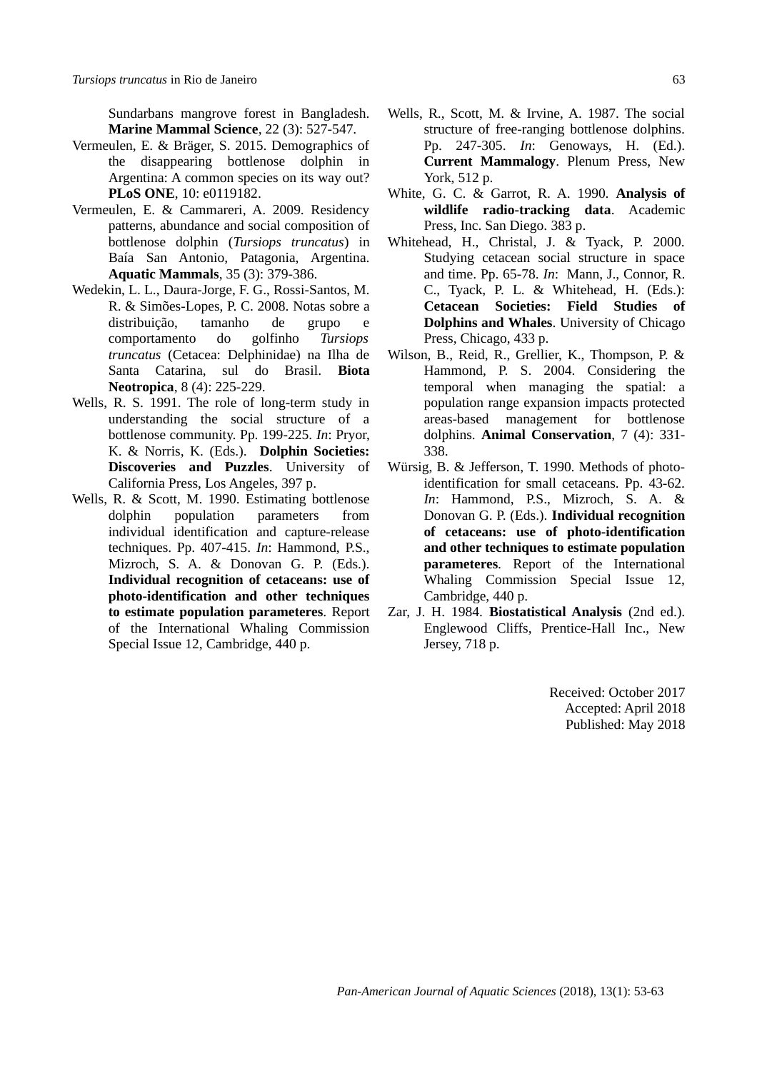Sundarbans mangrove forest in Bangladesh. **Marine Mammal Science**, 22 (3): 527-547.

Vermeulen, E. & Bräger, S. 2015. Demographics of the disappearing bottlenose dolphin in Argentina: A common species on its way out? **PLoS ONE**, 10: e0119182.

Vermeulen, E. & Cammareri, A. 2009. Residency patterns, abundance and social composition of bottlenose dolphin (*Tursiops truncatus*) in Baía San Antonio, Patagonia, Argentina. **Aquatic Mammals**, 35 (3): 379-386.

Wedekin, L. L., Daura-Jorge, F. G., Rossi-Santos, M. R. & Simões-Lopes, P. C. 2008. Notas sobre a distribuição, tamanho de grupo e comportamento do golfinho *Tursiops truncatus* (Cetacea: Delphinidae) na Ilha de Santa Catarina, sul do Brasil. **Biota Neotropica**, 8 (4): 225-229.

Wells, R. S. 1991. The role of long-term study in understanding the social structure of a bottlenose community. Pp. 199-225. *In*: Pryor, K. & Norris, K. (Eds.). **Dolphin Societies: Discoveries and Puzzles**. University of California Press, Los Angeles, 397 p.

Wells, R. & Scott, M. 1990. Estimating bottlenose dolphin population parameters from individual identification and capture-release techniques. Pp. 407-415. *In*: Hammond, P.S., Mizroch, S. A. & Donovan G. P. (Eds.). **Individual recognition of cetaceans: use of photo-identification and other techniques to estimate population parameteres**. Report of the International Whaling Commission Special Issue 12, Cambridge, 440 p.

Wells, R., Scott, M. & Irvine, A. 1987. The social structure of free-ranging bottlenose dolphins. Pp. 247-305. *In*: Genoways, H. (Ed.). **Current Mammalogy**. Plenum Press, New York, 512 p.

White, G. C. & Garrot, R. A. 1990. **Analysis of wildlife radio-tracking data**. Academic Press, Inc. San Diego. 383 p.

Whitehead, H., Christal, J. & Tyack, P. 2000. Studying cetacean social structure in space and time. Pp. 65-78. *In*: Mann, J., Connor, R. C., Tyack, P. L. & Whitehead, H. (Eds.): **Cetacean Societies: Field Studies of Dolphins and Whales**. University of Chicago Press, Chicago, 433 p.

Wilson, B., Reid, R., Grellier, K., Thompson, P. & Hammond, P. S. 2004. Considering the temporal when managing the spatial: a population range expansion impacts protected areas-based management for bottlenose dolphins. **Animal Conservation**, 7 (4): 331-338.

Würsig, B. & Jefferson, T. 1990. Methods of photo-identification for small cetaceans. Pp. 43-62. *In*: Hammond, P.S., Mizroch, S. A. & Donovan G. P. (Eds.). **Individual recognition of cetaceans: use of photo-identification and other techniques to estimate population parameteres**. Report of the International Whaling Commission Special Issue 12, Cambridge, 440 p.

Zar, J. H. 1984. **Biostatistical Analysis** (2nd ed.). Englewood Cliffs, Prentice-Hall Inc., New Jersey, 718 p.

Received: October 2017
Accepted: April 2018
Published: May 2018